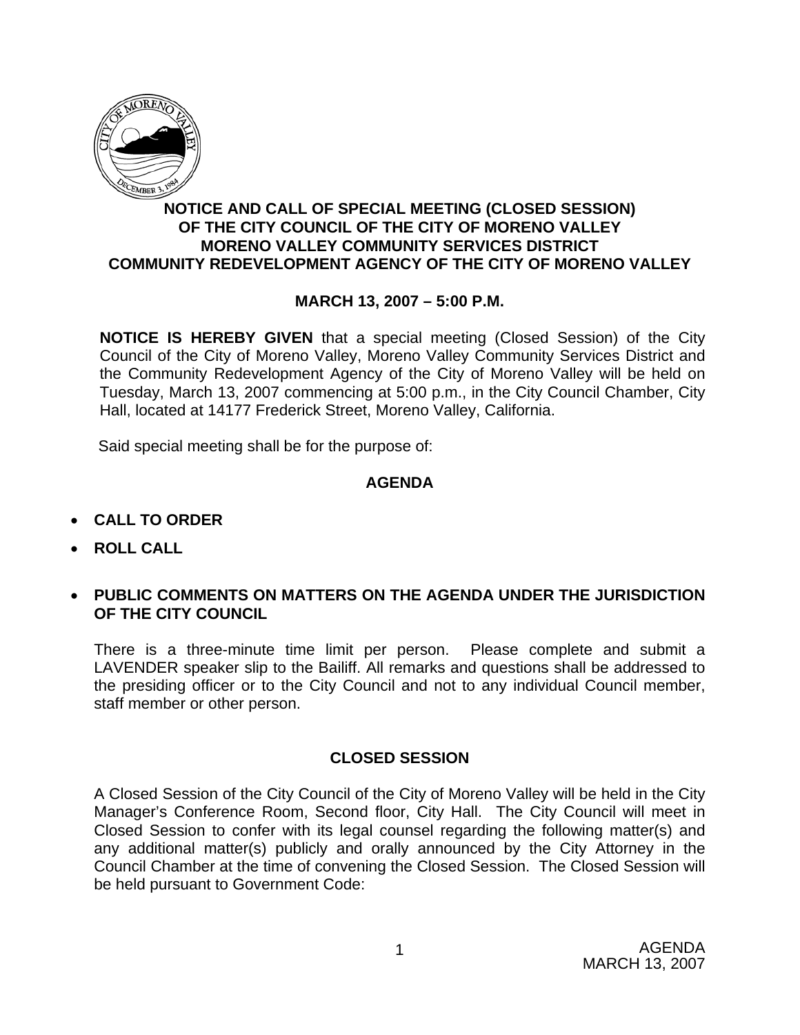**NOTICE AND CALL OF SPECIAL MEETING (CLOSED SESSION) OF THE CITY COUNCIL OF THE CITY OF MORENO VALLEY MORENO VALLEY COMMUNITY SERVICES DISTRICT COMMUNITY REDEVELOPMENT AGENCY OF THE CITY OF MORENO VALLEY**

**MARCH 13, 2007 – 5:00 P.M.**

**NOTICE IS HEREBY GIVEN** that a special meeting (Closed Session) of the City Council of the City of Moreno Valley, Moreno Valley Community Services District and the Community Redevelopment Agency of the City of Moreno Valley will be held on Tuesday, March 13, 2007 commencing at 5:00 p.m., in the City Council Chamber, City Hall, located at 14177 Frederick Street, Moreno Valley, California.

Said special meeting shall be for the purpose of:

## AGENDA

- **CALL TO ORDER**
- **ROLL CALL**
- **PUBLIC COMMENTS ON MATTERS ON THE AGENDA UNDER THE JURISDICTION OF THE CITY COUNCIL**

  There is a three-minute time limit per person. Please complete and submit a LAVENDER speaker slip to the Bailiff. All remarks and questions shall be addressed to the presiding officer or to the City Council and not to any individual Council member, staff member or other person.

## CLOSED SESSION

A Closed Session of the City Council of the City of Moreno Valley will be held in the City Manager's Conference Room, Second floor, City Hall. The City Council will meet in Closed Session to confer with its legal counsel regarding the following matter(s) and any additional matter(s) publicly and orally announced by the City Attorney in the Council Chamber at the time of convening the Closed Session. The Closed Session will be held pursuant to Government Code: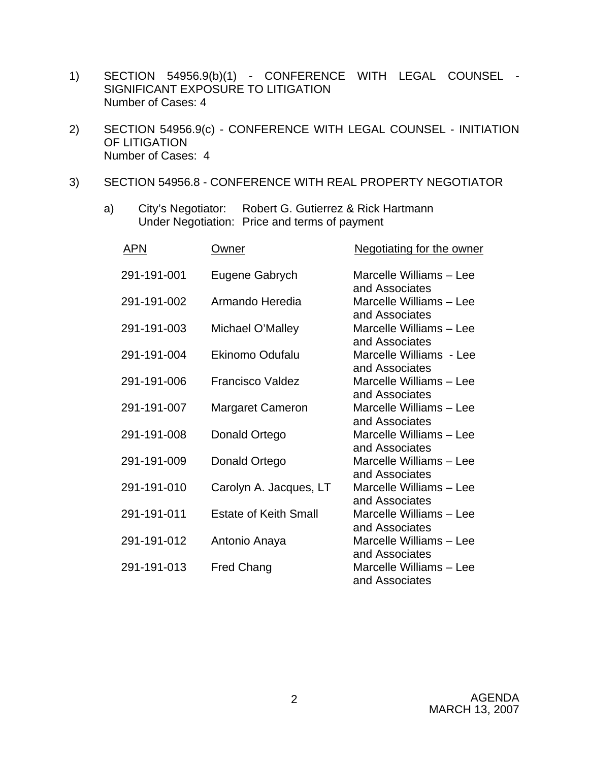1) SECTION 54956.9(b)(1) - CONFERENCE WITH LEGAL COUNSEL - SIGNIFICANT EXPOSURE TO LITIGATION
   Number of Cases: 4

2) SECTION 54956.9(c) - CONFERENCE WITH LEGAL COUNSEL - INITIATION OF LITIGATION
   Number of Cases: 4

3) SECTION 54956.8 - CONFERENCE WITH REAL PROPERTY NEGOTIATOR

   a) City's Negotiator: Robert G. Gutierrez & Rick Hartmann
      Under Negotiation: Price and terms of payment

| APN | Owner | Negotiating for the owner |
|---|---|---|
| 291-191-001 | Eugene Gabrych | Marcelle Williams – Lee and Associates |
| 291-191-002 | Armando Heredia | Marcelle Williams – Lee and Associates |
| 291-191-003 | Michael O'Malley | Marcelle Williams – Lee and Associates |
| 291-191-004 | Ekinomo Odufalu | Marcelle Williams - Lee and Associates |
| 291-191-006 | Francisco Valdez | Marcelle Williams – Lee and Associates |
| 291-191-007 | Margaret Cameron | Marcelle Williams – Lee and Associates |
| 291-191-008 | Donald Ortego | Marcelle Williams – Lee and Associates |
| 291-191-009 | Donald Ortego | Marcelle Williams – Lee and Associates |
| 291-191-010 | Carolyn A. Jacques, LT | Marcelle Williams – Lee and Associates |
| 291-191-011 | Estate of Keith Small | Marcelle Williams – Lee and Associates |
| 291-191-012 | Antonio Anaya | Marcelle Williams – Lee and Associates |
| 291-191-013 | Fred Chang | Marcelle Williams – Lee and Associates |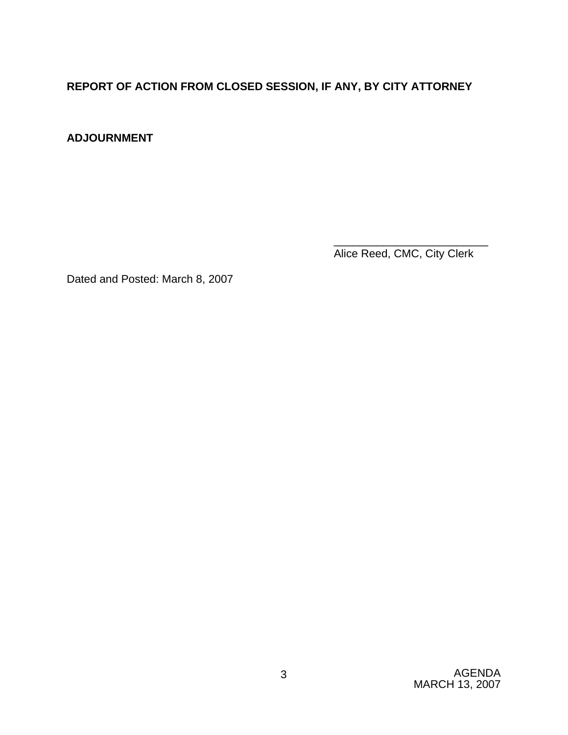**REPORT OF ACTION FROM CLOSED SESSION, IF ANY, BY CITY ATTORNEY**

**ADJOURNMENT**

\_\_\_\_\_\_\_\_\_\_\_\_\_\_\_\_\_\_\_\_\_\_\_\_\_\_
Alice Reed, CMC, City Clerk

Dated and Posted: March 8, 2007